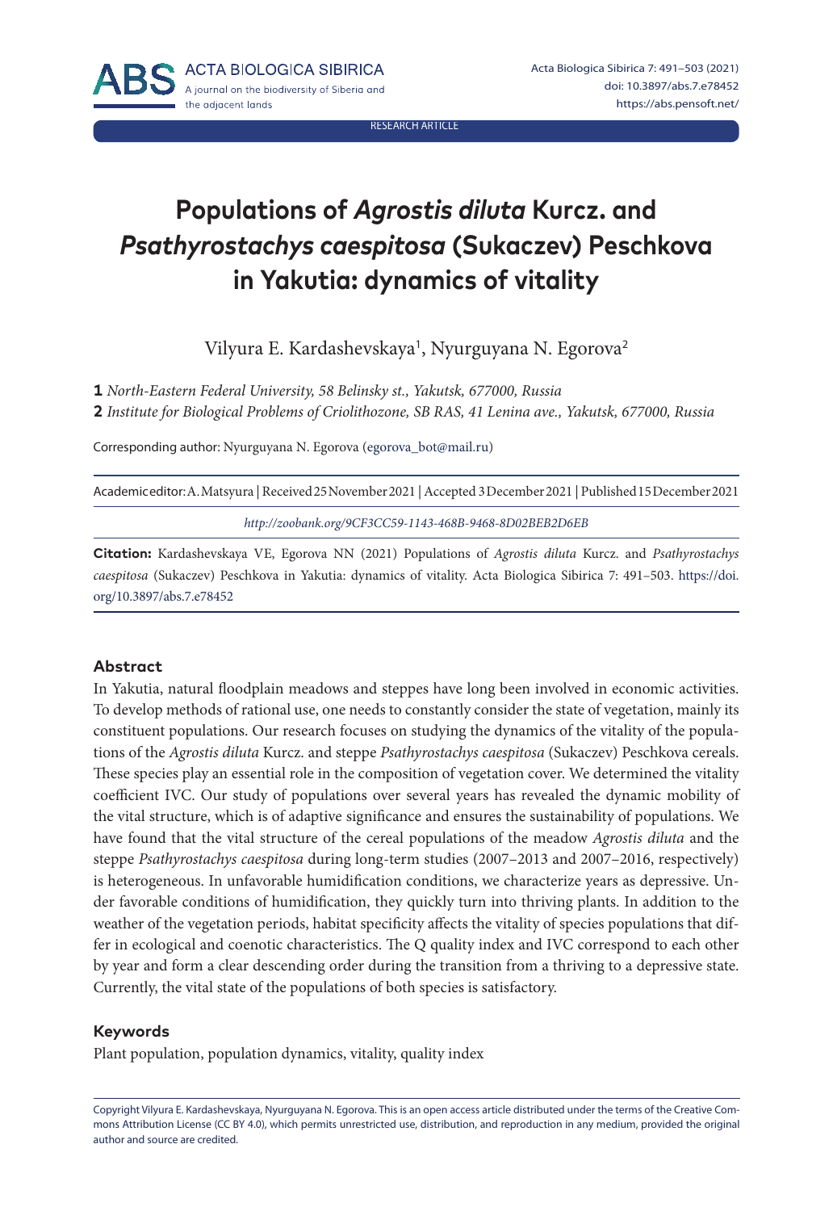RESEARCH ARTICLE

# Populations of *Agrostis diluta* Kurcz. and *Psathyrostachys caespitosa* (Sukaczev) Peschkova in Yakutia: dynamics of vitality

Vilyura E. Kardashevskaya[1], Nyurguyana N. Egorova[2]

**1** *North-Eastern Federal University, 58 Belinsky st., Yakutsk, 677000, Russia*

**2** *Institute for Biological Problems of Criolithozone, SB RAS, 41 Lenina ave., Yakutsk, 677000, Russia*

Corresponding author: Nyurguyana N. Egorova (egorova_bot@mail.ru)

Academic editor: A. Matsyura | Received 25 November 2021 | Accepted 3 December 2021 | Published 15 December 2021

*http://zoobank.org/9CF3CC59-1143-468B-9468-8D02BEB2D6EB*

**Citation:** Kardashevskaya VE, Egorova NN (2021) Populations of *Agrostis diluta* Kurcz. and *Psathyrostachys caespitosa* (Sukaczev) Peschkova in Yakutia: dynamics of vitality. Acta Biologica Sibirica 7: 491–503. https://doi.org/10.3897/abs.7.e78452

## Abstract

In Yakutia, natural floodplain meadows and steppes have long been involved in economic activities. To develop methods of rational use, one needs to constantly consider the state of vegetation, mainly its constituent populations. Our research focuses on studying the dynamics of the vitality of the populations of the *Agrostis diluta* Kurcz. and steppe *Psathyrostachys caespitosa* (Sukaczev) Peschkova cereals. These species play an essential role in the composition of vegetation cover. We determined the vitality coefficient IVC. Our study of populations over several years has revealed the dynamic mobility of the vital structure, which is of adaptive significance and ensures the sustainability of populations. We have found that the vital structure of the cereal populations of the meadow *Agrostis diluta* and the steppe *Psathyrostachys caespitosa* during long-term studies (2007–2013 and 2007–2016, respectively) is heterogeneous. In unfavorable humidification conditions, we characterize years as depressive. Under favorable conditions of humidification, they quickly turn into thriving plants. In addition to the weather of the vegetation periods, habitat specificity affects the vitality of species populations that differ in ecological and coenotic characteristics. The Q quality index and IVC correspond to each other by year and form a clear descending order during the transition from a thriving to a depressive state. Currently, the vital state of the populations of both species is satisfactory.

### Keywords

Plant population, population dynamics, vitality, quality index

Copyright Vilyura E. Kardashevskaya, Nyurguyana N. Egorova. This is an open access article distributed under the terms of the Creative Commons Attribution License (CC BY 4.0), which permits unrestricted use, distribution, and reproduction in any medium, provided the original author and source are credited.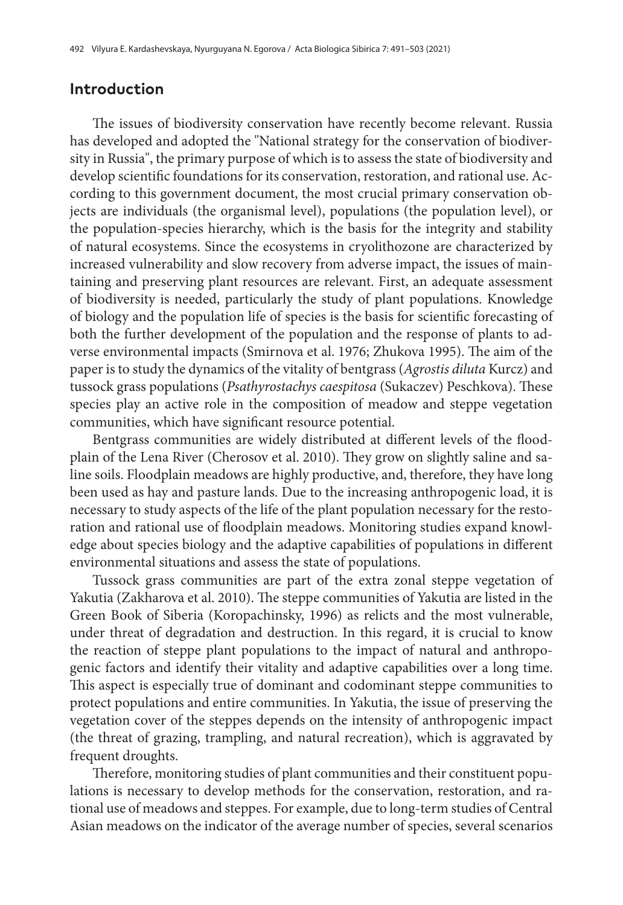## Introduction

The issues of biodiversity conservation have recently become relevant. Russia has developed and adopted the "National strategy for the conservation of biodiversity in Russia", the primary purpose of which is to assess the state of biodiversity and develop scientific foundations for its conservation, restoration, and rational use. According to this government document, the most crucial primary conservation objects are individuals (the organismal level), populations (the population level), or the population-species hierarchy, which is the basis for the integrity and stability of natural ecosystems. Since the ecosystems in cryolithozone are characterized by increased vulnerability and slow recovery from adverse impact, the issues of maintaining and preserving plant resources are relevant. First, an adequate assessment of biodiversity is needed, particularly the study of plant populations. Knowledge of biology and the population life of species is the basis for scientific forecasting of both the further development of the population and the response of plants to adverse environmental impacts (Smirnova et al. 1976; Zhukova 1995). The aim of the paper is to study the dynamics of the vitality of bentgrass (*Agrostis diluta* Kurcz) and tussock grass populations (*Psathyrostachys caespitosa* (Sukaczev) Peschkova). These species play an active role in the composition of meadow and steppe vegetation communities, which have significant resource potential.

Bentgrass communities are widely distributed at different levels of the floodplain of the Lena River (Cherosov et al. 2010). They grow on slightly saline and saline soils. Floodplain meadows are highly productive, and, therefore, they have long been used as hay and pasture lands. Due to the increasing anthropogenic load, it is necessary to study aspects of the life of the plant population necessary for the restoration and rational use of floodplain meadows. Monitoring studies expand knowledge about species biology and the adaptive capabilities of populations in different environmental situations and assess the state of populations.

Tussock grass communities are part of the extra zonal steppe vegetation of Yakutia (Zakharova et al. 2010). The steppe communities of Yakutia are listed in the Green Book of Siberia (Koropachinsky, 1996) as relicts and the most vulnerable, under threat of degradation and destruction. In this regard, it is crucial to know the reaction of steppe plant populations to the impact of natural and anthropogenic factors and identify their vitality and adaptive capabilities over a long time. This aspect is especially true of dominant and codominant steppe communities to protect populations and entire communities. In Yakutia, the issue of preserving the vegetation cover of the steppes depends on the intensity of anthropogenic impact (the threat of grazing, trampling, and natural recreation), which is aggravated by frequent droughts.

Therefore, monitoring studies of plant communities and their constituent populations is necessary to develop methods for the conservation, restoration, and rational use of meadows and steppes. For example, due to long-term studies of Central Asian meadows on the indicator of the average number of species, several scenarios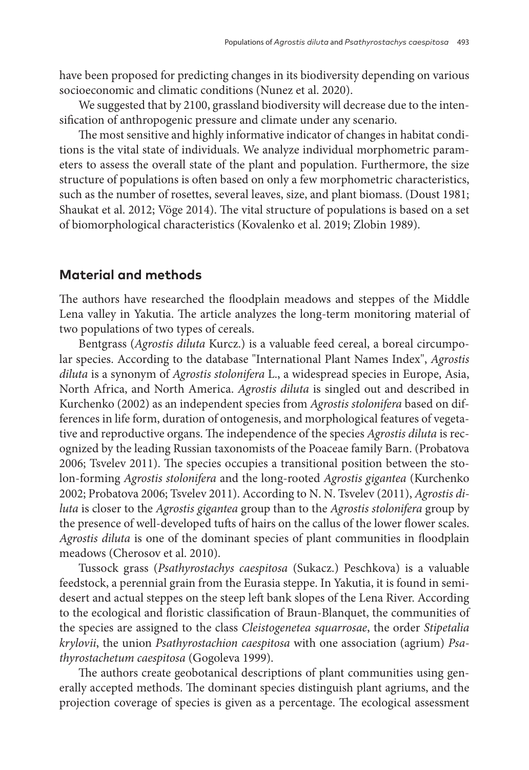have been proposed for predicting changes in its biodiversity depending on various socioeconomic and climatic conditions (Nunez et al. 2020).

We suggested that by 2100, grassland biodiversity will decrease due to the intensification of anthropogenic pressure and climate under any scenario.

The most sensitive and highly informative indicator of changes in habitat conditions is the vital state of individuals. We analyze individual morphometric parameters to assess the overall state of the plant and population. Furthermore, the size structure of populations is often based on only a few morphometric characteristics, such as the number of rosettes, several leaves, size, and plant biomass. (Doust 1981; Shaukat et al. 2012; Vöge 2014). The vital structure of populations is based on a set of biomorphological characteristics (Kovalenko et al. 2019; Zlobin 1989).

## Material and methods

The authors have researched the floodplain meadows and steppes of the Middle Lena valley in Yakutia. The article analyzes the long-term monitoring material of two populations of two types of cereals.

Bentgrass (*Agrostis diluta* Kurcz.) is a valuable feed cereal, a boreal circumpolar species. According to the database "International Plant Names Index", *Agrostis diluta* is a synonym of *Agrostis stolonifera* L., a widespread species in Europe, Asia, North Africa, and North America. *Agrostis diluta* is singled out and described in Kurchenko (2002) as an independent species from *Agrostis stolonifera* based on differences in life form, duration of ontogenesis, and morphological features of vegetative and reproductive organs. The independence of the species *Agrostis diluta* is recognized by the leading Russian taxonomists of the Poaceae family Barn. (Probatova 2006; Tsvelev 2011). The species occupies a transitional position between the stolon-forming *Agrostis stolonifera* and the long-rooted *Agrostis gigantea* (Kurchenko 2002; Probatova 2006; Tsvelev 2011). According to N. N. Tsvelev (2011), *Agrostis diluta* is closer to the *Agrostis gigantea* group than to the *Agrostis stolonifera* group by the presence of well-developed tufts of hairs on the callus of the lower flower scales. *Agrostis diluta* is one of the dominant species of plant communities in floodplain meadows (Cherosov et al. 2010).

Tussock grass (*Psathyrostachys caespitosa* (Sukacz.) Peschkova) is a valuable feedstock, a perennial grain from the Eurasia steppe. In Yakutia, it is found in semi-desert and actual steppes on the steep left bank slopes of the Lena River. According to the ecological and floristic classification of Braun-Blanquet, the communities of the species are assigned to the class *Cleistogenetea squarrosae*, the order *Stipetalia krylovii*, the union *Psathyrostachion caespitosa* with one association (agrium) *Psathyrostachetum caespitosa* (Gogoleva 1999).

The authors create geobotanical descriptions of plant communities using generally accepted methods. The dominant species distinguish plant agriums, and the projection coverage of species is given as a percentage. The ecological assessment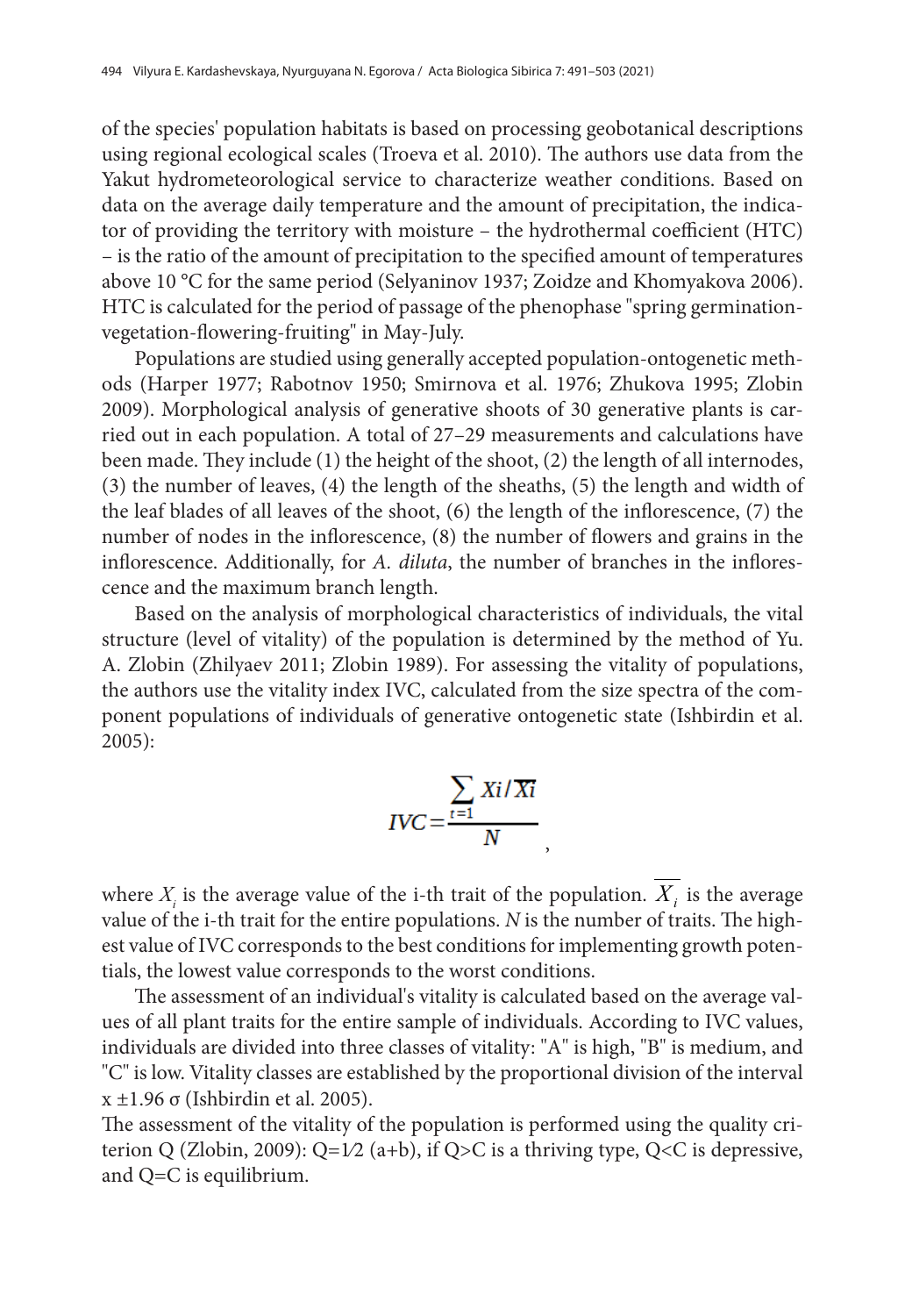of the species' population habitats is based on processing geobotanical descriptions using regional ecological scales (Troeva et al. 2010). The authors use data from the Yakut hydrometeorological service to characterize weather conditions. Based on data on the average daily temperature and the amount of precipitation, the indicator of providing the territory with moisture – the hydrothermal coefficient (HTC) – is the ratio of the amount of precipitation to the specified amount of temperatures above 10 °C for the same period (Selyaninov 1937; Zoidze and Khomyakova 2006). HTC is calculated for the period of passage of the phenophase "spring germination-vegetation-flowering-fruiting" in May-July.

Populations are studied using generally accepted population-ontogenetic methods (Harper 1977; Rabotnov 1950; Smirnova et al. 1976; Zhukova 1995; Zlobin 2009). Morphological analysis of generative shoots of 30 generative plants is carried out in each population. A total of 27–29 measurements and calculations have been made. They include (1) the height of the shoot, (2) the length of all internodes, (3) the number of leaves, (4) the length of the sheaths, (5) the length and width of the leaf blades of all leaves of the shoot, (6) the length of the inflorescence, (7) the number of nodes in the inflorescence, (8) the number of flowers and grains in the inflorescence. Additionally, for *A. diluta*, the number of branches in the inflorescence and the maximum branch length.

Based on the analysis of morphological characteristics of individuals, the vital structure (level of vitality) of the population is determined by the method of Yu. A. Zlobin (Zhilyaev 2011; Zlobin 1989). For assessing the vitality of populations, the authors use the vitality index IVC, calculated from the size spectra of the component populations of individuals of generative ontogenetic state (Ishbirdin et al. 2005):

$$IVC = \frac{\sum_{i=1} Xi/\overline{Xi}}{N},$$

where $X_i$ is the average value of the i-th trait of the population. $\overline{X_i}$ is the average value of the i-th trait for the entire populations. *N* is the number of traits. The highest value of IVC corresponds to the best conditions for implementing growth potentials, the lowest value corresponds to the worst conditions.

The assessment of an individual's vitality is calculated based on the average values of all plant traits for the entire sample of individuals. According to IVC values, individuals are divided into three classes of vitality: "A" is high, "B" is medium, and "C" is low. Vitality classes are established by the proportional division of the interval x ±1.96 σ (Ishbirdin et al. 2005).

The assessment of the vitality of the population is performed using the quality criterion Q (Zlobin, 2009): Q=1⁄2 (a+b), if Q>C is a thriving type, Q<C is depressive, and Q=C is equilibrium.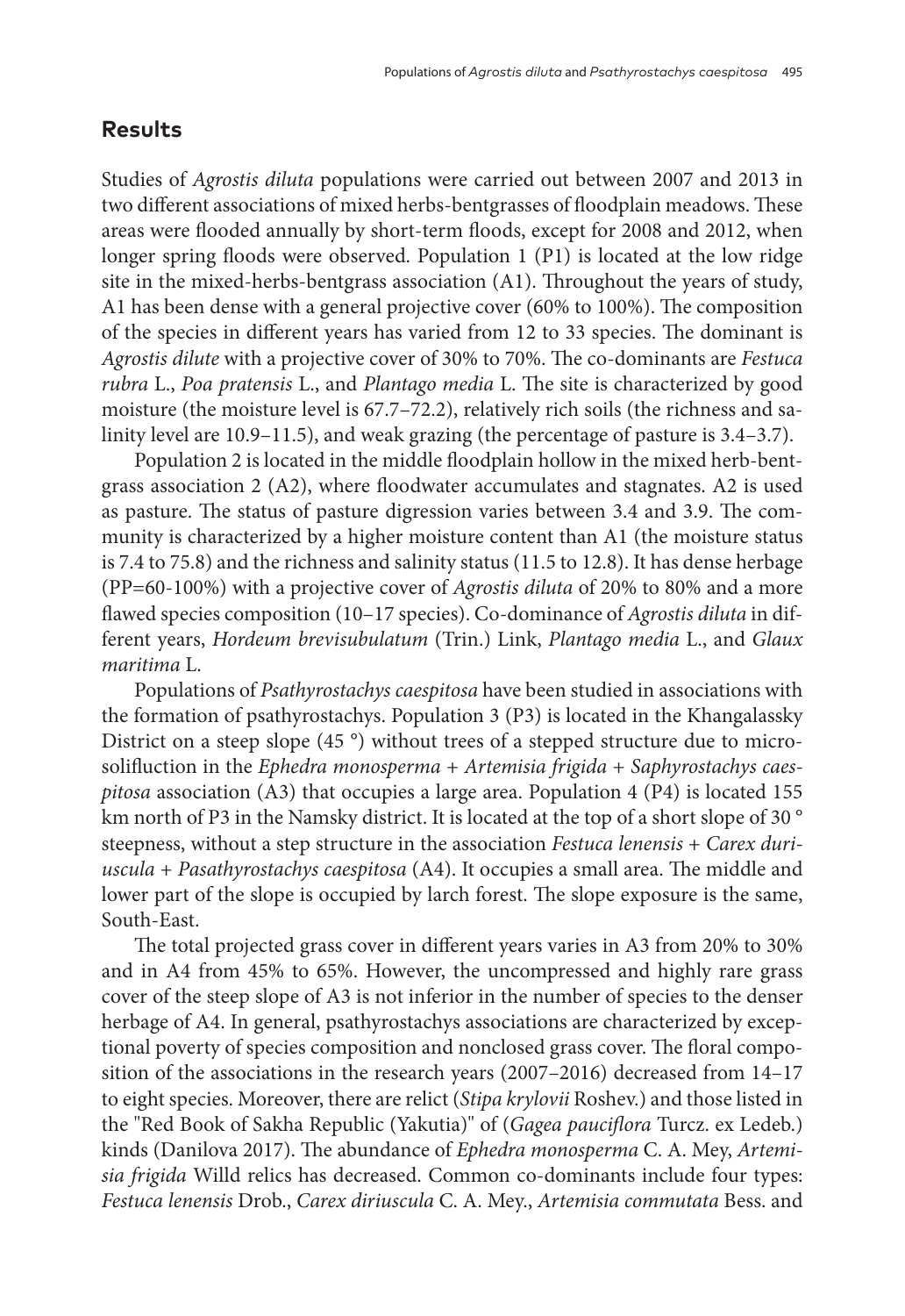## Results

Studies of *Agrostis diluta* populations were carried out between 2007 and 2013 in two different associations of mixed herbs-bentgrasses of floodplain meadows. These areas were flooded annually by short-term floods, except for 2008 and 2012, when longer spring floods were observed. Population 1 (P1) is located at the low ridge site in the mixed-herbs-bentgrass association (A1). Throughout the years of study, A1 has been dense with a general projective cover (60% to 100%). The composition of the species in different years has varied from 12 to 33 species. The dominant is *Agrostis dilute* with a projective cover of 30% to 70%. The co-dominants are *Festuca rubra* L., *Poa pratensis* L., and *Plantago media* L. The site is characterized by good moisture (the moisture level is 67.7–72.2), relatively rich soils (the richness and salinity level are 10.9–11.5), and weak grazing (the percentage of pasture is 3.4–3.7).

Population 2 is located in the middle floodplain hollow in the mixed herb-bentgrass association 2 (A2), where floodwater accumulates and stagnates. A2 is used as pasture. The status of pasture digression varies between 3.4 and 3.9. The community is characterized by a higher moisture content than A1 (the moisture status is 7.4 to 75.8) and the richness and salinity status (11.5 to 12.8). It has dense herbage (PP=60-100%) with a projective cover of *Agrostis diluta* of 20% to 80% and a more flawed species composition (10–17 species). Co-dominance of *Agrostis diluta* in different years, *Hordeum brevisubulatum* (Trin.) Link, *Plantago media* L., and *Glaux maritima* L.

Populations of *Psathyrostachys caespitosa* have been studied in associations with the formation of psathyrostachys. Population 3 (P3) is located in the Khangalassky District on a steep slope (45 °) without trees of a stepped structure due to microsolifluction in the *Ephedra monosperma + Artemisia frigida + Saphyrostachys caespitosa* association (A3) that occupies a large area. Population 4 (P4) is located 155 km north of P3 in the Namsky district. It is located at the top of a short slope of 30 ° steepness, without a step structure in the association *Festuca lenensis + Carex duriuscula + Pasathyrostachys caespitosa* (A4). It occupies a small area. The middle and lower part of the slope is occupied by larch forest. The slope exposure is the same, South-East.

The total projected grass cover in different years varies in A3 from 20% to 30% and in A4 from 45% to 65%. However, the uncompressed and highly rare grass cover of the steep slope of A3 is not inferior in the number of species to the denser herbage of A4. In general, psathyrostachys associations are characterized by exceptional poverty of species composition and nonclosed grass cover. The floral composition of the associations in the research years (2007–2016) decreased from 14–17 to eight species. Moreover, there are relict (*Stipa krylovii* Roshev.) and those listed in the "Red Book of Sakha Republic (Yakutia)" of (*Gagea pauciflora* Turcz. ex Ledeb.) kinds (Danilova 2017). The abundance of *Ephedra monosperma* C. A. Mey, *Artemisia frigida* Willd relics has decreased. Common co-dominants include four types: *Festuca lenensis* Drob., *Carex diriuscula* C. A. Mey., *Artemisia commutata* Bess. and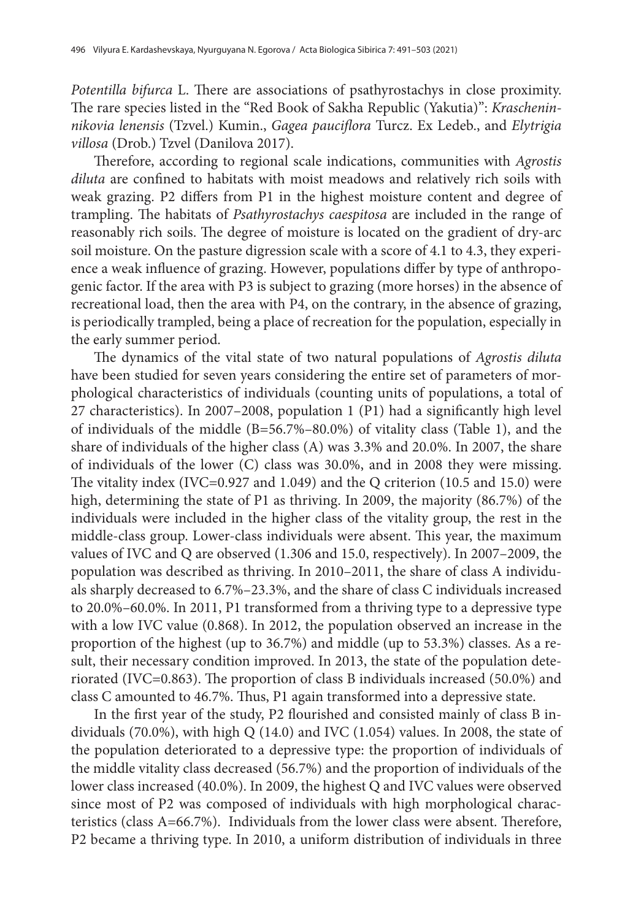*Potentilla bifurca* L. There are associations of psathyrostachys in close proximity. The rare species listed in the "Red Book of Sakha Republic (Yakutia)": *Krascheninnikovia lenensis* (Tzvel.) Kumin., *Gagea pauciflora* Turcz. Ex Ledeb., and *Elytrigia villosa* (Drob.) Tzvel (Danilova 2017).

Therefore, according to regional scale indications, communities with *Agrostis diluta* are confined to habitats with moist meadows and relatively rich soils with weak grazing. P2 differs from P1 in the highest moisture content and degree of trampling. The habitats of *Psathyrostachys caespitosa* are included in the range of reasonably rich soils. The degree of moisture is located on the gradient of dry-arc soil moisture. On the pasture digression scale with a score of 4.1 to 4.3, they experience a weak influence of grazing. However, populations differ by type of anthropogenic factor. If the area with P3 is subject to grazing (more horses) in the absence of recreational load, then the area with P4, on the contrary, in the absence of grazing, is periodically trampled, being a place of recreation for the population, especially in the early summer period.

The dynamics of the vital state of two natural populations of *Agrostis diluta* have been studied for seven years considering the entire set of parameters of morphological characteristics of individuals (counting units of populations, a total of 27 characteristics). In 2007–2008, population 1 (P1) had a significantly high level of individuals of the middle (B=56.7%–80.0%) of vitality class (Table 1), and the share of individuals of the higher class (A) was 3.3% and 20.0%. In 2007, the share of individuals of the lower (C) class was 30.0%, and in 2008 they were missing. The vitality index (IVC=0.927 and 1.049) and the Q criterion (10.5 and 15.0) were high, determining the state of P1 as thriving. In 2009, the majority (86.7%) of the individuals were included in the higher class of the vitality group, the rest in the middle-class group. Lower-class individuals were absent. This year, the maximum values of IVC and Q are observed (1.306 and 15.0, respectively). In 2007–2009, the population was described as thriving. In 2010–2011, the share of class A individuals sharply decreased to 6.7%–23.3%, and the share of class C individuals increased to 20.0%–60.0%. In 2011, P1 transformed from a thriving type to a depressive type with a low IVC value (0.868). In 2012, the population observed an increase in the proportion of the highest (up to 36.7%) and middle (up to 53.3%) classes. As a result, their necessary condition improved. In 2013, the state of the population deteriorated (IVC=0.863). The proportion of class B individuals increased (50.0%) and class C amounted to 46.7%. Thus, P1 again transformed into a depressive state.

In the first year of the study, P2 flourished and consisted mainly of class B individuals (70.0%), with high Q (14.0) and IVC (1.054) values. In 2008, the state of the population deteriorated to a depressive type: the proportion of individuals of the middle vitality class decreased (56.7%) and the proportion of individuals of the lower class increased (40.0%). In 2009, the highest Q and IVC values were observed since most of P2 was composed of individuals with high morphological characteristics (class A=66.7%). Individuals from the lower class were absent. Therefore, P2 became a thriving type. In 2010, a uniform distribution of individuals in three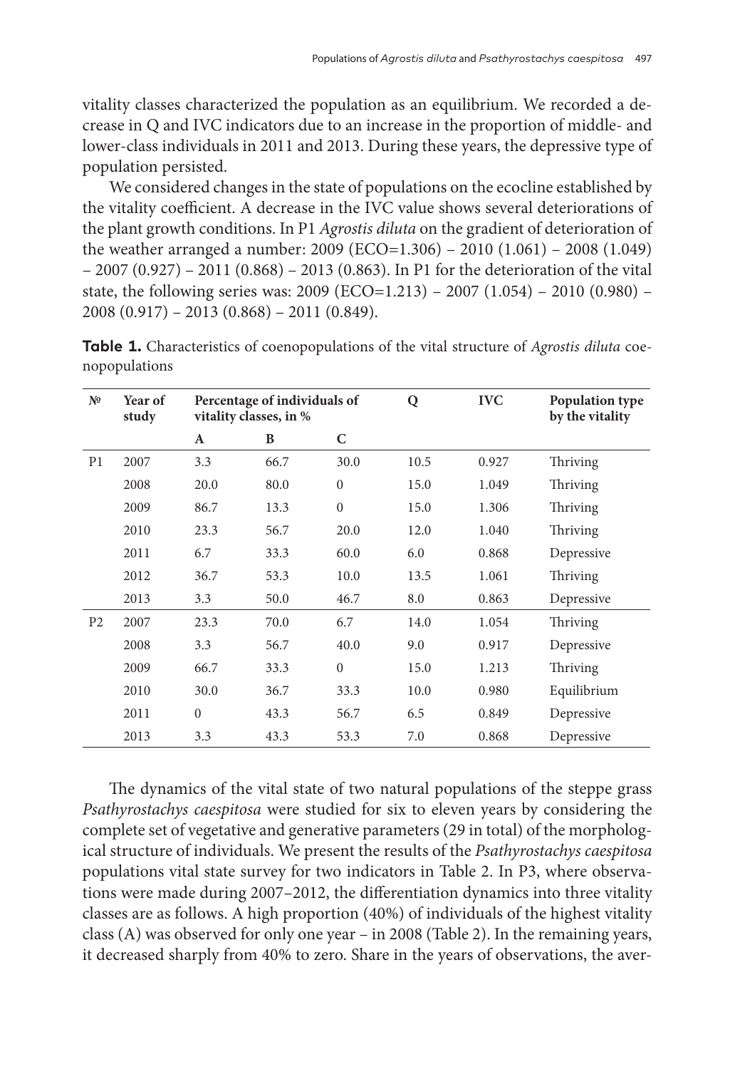vitality classes characterized the population as an equilibrium. We recorded a decrease in Q and IVC indicators due to an increase in the proportion of middle- and lower-class individuals in 2011 and 2013. During these years, the depressive type of population persisted.

We considered changes in the state of populations on the ecocline established by the vitality coefficient. A decrease in the IVC value shows several deteriorations of the plant growth conditions. In P1 *Agrostis diluta* on the gradient of deterioration of the weather arranged a number: 2009 (ECO=1.306) – 2010 (1.061) – 2008 (1.049) – 2007 (0.927) – 2011 (0.868) – 2013 (0.863). In P1 for the deterioration of the vital state, the following series was: 2009 (ECO=1.213) – 2007 (1.054) – 2010 (0.980) – 2008 (0.917) – 2013 (0.868) – 2011 (0.849).

**Table 1.** Characteristics of coenopopulations of the vital structure of *Agrostis diluta* coenopopulations

| № | Year of study | Percentage of individuals of vitality classes, in % | | | Q | IVC | Population type by the vitality |
|---|---|---|---|---|---|---|---|
| | | A | B | C | | | |
| P1 | 2007 | 3.3 | 66.7 | 30.0 | 10.5 | 0.927 | Thriving |
| | 2008 | 20.0 | 80.0 | 0 | 15.0 | 1.049 | Thriving |
| | 2009 | 86.7 | 13.3 | 0 | 15.0 | 1.306 | Thriving |
| | 2010 | 23.3 | 56.7 | 20.0 | 12.0 | 1.040 | Thriving |
| | 2011 | 6.7 | 33.3 | 60.0 | 6.0 | 0.868 | Depressive |
| | 2012 | 36.7 | 53.3 | 10.0 | 13.5 | 1.061 | Thriving |
| | 2013 | 3.3 | 50.0 | 46.7 | 8.0 | 0.863 | Depressive |
| P2 | 2007 | 23.3 | 70.0 | 6.7 | 14.0 | 1.054 | Thriving |
| | 2008 | 3.3 | 56.7 | 40.0 | 9.0 | 0.917 | Depressive |
| | 2009 | 66.7 | 33.3 | 0 | 15.0 | 1.213 | Thriving |
| | 2010 | 30.0 | 36.7 | 33.3 | 10.0 | 0.980 | Equilibrium |
| | 2011 | 0 | 43.3 | 56.7 | 6.5 | 0.849 | Depressive |
| | 2013 | 3.3 | 43.3 | 53.3 | 7.0 | 0.868 | Depressive |

The dynamics of the vital state of two natural populations of the steppe grass *Psathyrostachys caespitosa* were studied for six to eleven years by considering the complete set of vegetative and generative parameters (29 in total) of the morphological structure of individuals. We present the results of the *Psathyrostachys caespitosa* populations vital state survey for two indicators in Table 2. In P3, where observations were made during 2007–2012, the differentiation dynamics into three vitality classes are as follows. A high proportion (40%) of individuals of the highest vitality class (A) was observed for only one year – in 2008 (Table 2). In the remaining years, it decreased sharply from 40% to zero. Share in the years of observations, the aver-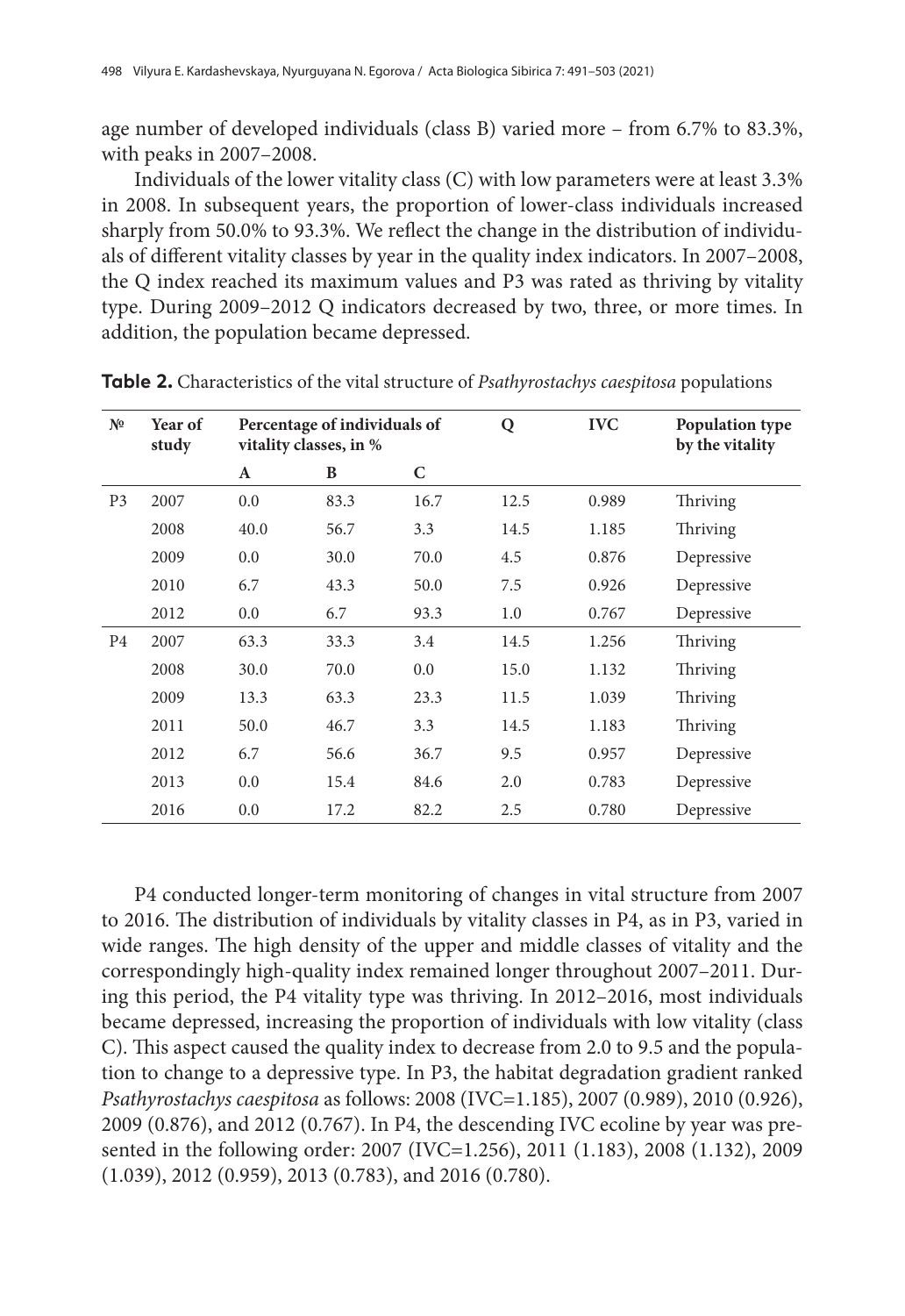age number of developed individuals (class B) varied more – from 6.7% to 83.3%, with peaks in 2007–2008.

Individuals of the lower vitality class (C) with low parameters were at least 3.3% in 2008. In subsequent years, the proportion of lower-class individuals increased sharply from 50.0% to 93.3%. We reflect the change in the distribution of individuals of different vitality classes by year in the quality index indicators. In 2007–2008, the Q index reached its maximum values and P3 was rated as thriving by vitality type. During 2009–2012 Q indicators decreased by two, three, or more times. In addition, the population became depressed.

**Table 2.** Characteristics of the vital structure of *Psathyrostachys caespitosa* populations

| № | Year of study | Percentage of individuals of vitality classes, in % | | | Q | IVC | Population type by the vitality |
|---|---|---|---|---|---|---|---|
| | | A | B | C | | | |
| P3 | 2007 | 0.0 | 83.3 | 16.7 | 12.5 | 0.989 | Thriving |
| | 2008 | 40.0 | 56.7 | 3.3 | 14.5 | 1.185 | Thriving |
| | 2009 | 0.0 | 30.0 | 70.0 | 4.5 | 0.876 | Depressive |
| | 2010 | 6.7 | 43.3 | 50.0 | 7.5 | 0.926 | Depressive |
| | 2012 | 0.0 | 6.7 | 93.3 | 1.0 | 0.767 | Depressive |
| P4 | 2007 | 63.3 | 33.3 | 3.4 | 14.5 | 1.256 | Thriving |
| | 2008 | 30.0 | 70.0 | 0.0 | 15.0 | 1.132 | Thriving |
| | 2009 | 13.3 | 63.3 | 23.3 | 11.5 | 1.039 | Thriving |
| | 2011 | 50.0 | 46.7 | 3.3 | 14.5 | 1.183 | Thriving |
| | 2012 | 6.7 | 56.6 | 36.7 | 9.5 | 0.957 | Depressive |
| | 2013 | 0.0 | 15.4 | 84.6 | 2.0 | 0.783 | Depressive |
| | 2016 | 0.0 | 17.2 | 82.2 | 2.5 | 0.780 | Depressive |

P4 conducted longer-term monitoring of changes in vital structure from 2007 to 2016. The distribution of individuals by vitality classes in P4, as in P3, varied in wide ranges. The high density of the upper and middle classes of vitality and the correspondingly high-quality index remained longer throughout 2007–2011. During this period, the P4 vitality type was thriving. In 2012–2016, most individuals became depressed, increasing the proportion of individuals with low vitality (class C). This aspect caused the quality index to decrease from 2.0 to 9.5 and the population to change to a depressive type. In P3, the habitat degradation gradient ranked *Psathyrostachys caespitosa* as follows: 2008 (IVC=1.185), 2007 (0.989), 2010 (0.926), 2009 (0.876), and 2012 (0.767). In P4, the descending IVC ecoline by year was presented in the following order: 2007 (IVC=1.256), 2011 (1.183), 2008 (1.132), 2009 (1.039), 2012 (0.959), 2013 (0.783), and 2016 (0.780).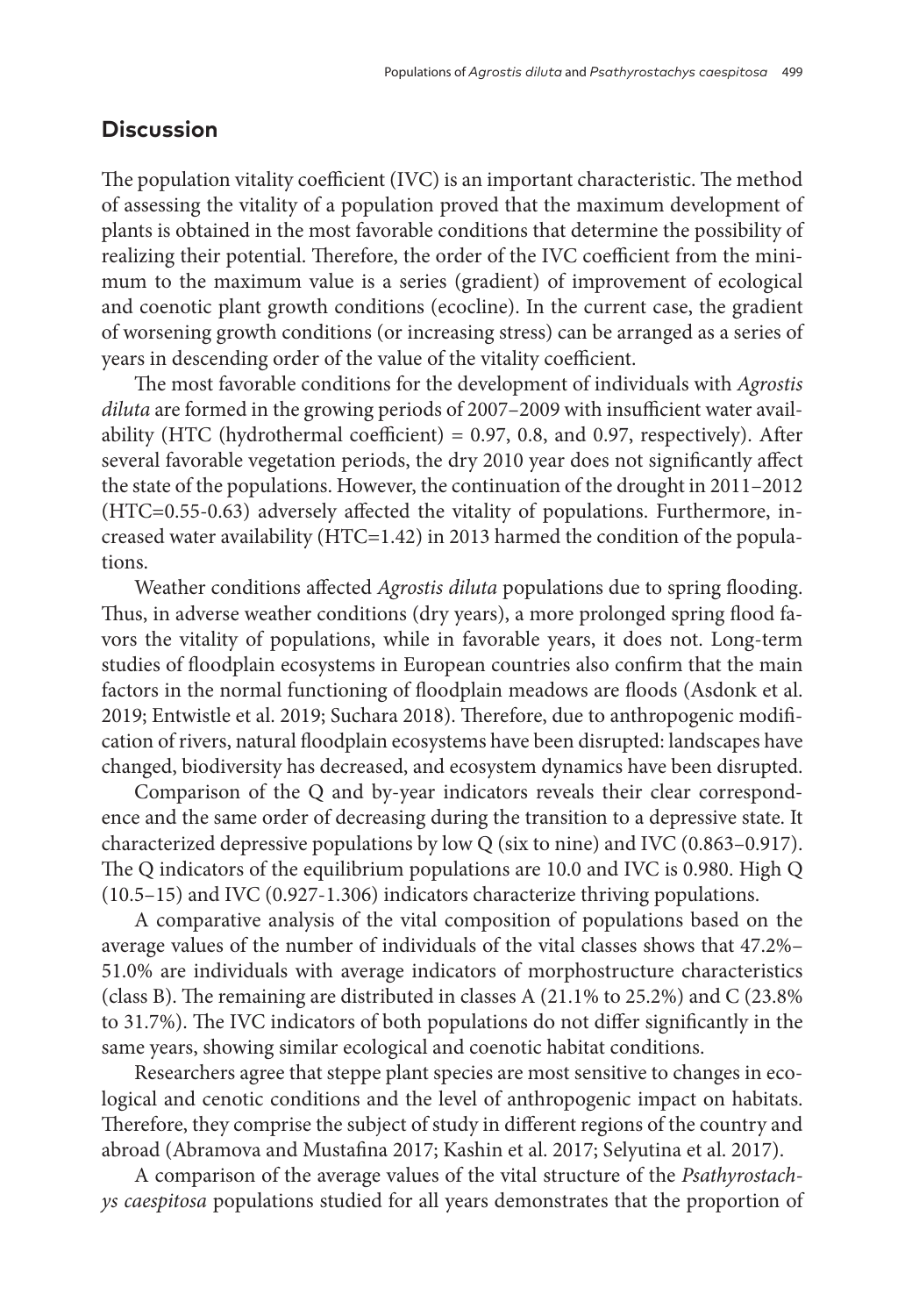## Discussion

The population vitality coefficient (IVC) is an important characteristic. The method of assessing the vitality of a population proved that the maximum development of plants is obtained in the most favorable conditions that determine the possibility of realizing their potential. Therefore, the order of the IVC coefficient from the minimum to the maximum value is a series (gradient) of improvement of ecological and coenotic plant growth conditions (ecocline). In the current case, the gradient of worsening growth conditions (or increasing stress) can be arranged as a series of years in descending order of the value of the vitality coefficient.

The most favorable conditions for the development of individuals with *Agrostis diluta* are formed in the growing periods of 2007–2009 with insufficient water availability (HTC (hydrothermal coefficient) = 0.97, 0.8, and 0.97, respectively). After several favorable vegetation periods, the dry 2010 year does not significantly affect the state of the populations. However, the continuation of the drought in 2011–2012 (HTC=0.55-0.63) adversely affected the vitality of populations. Furthermore, increased water availability (HTC=1.42) in 2013 harmed the condition of the populations.

Weather conditions affected *Agrostis diluta* populations due to spring flooding. Thus, in adverse weather conditions (dry years), a more prolonged spring flood favors the vitality of populations, while in favorable years, it does not. Long-term studies of floodplain ecosystems in European countries also confirm that the main factors in the normal functioning of floodplain meadows are floods (Asdonk et al. 2019; Entwistle et al. 2019; Suchara 2018). Therefore, due to anthropogenic modification of rivers, natural floodplain ecosystems have been disrupted: landscapes have changed, biodiversity has decreased, and ecosystem dynamics have been disrupted.

Comparison of the Q and by-year indicators reveals their clear correspondence and the same order of decreasing during the transition to a depressive state. It characterized depressive populations by low Q (six to nine) and IVC (0.863–0.917). The Q indicators of the equilibrium populations are 10.0 and IVC is 0.980. High Q (10.5–15) and IVC (0.927-1.306) indicators characterize thriving populations.

A comparative analysis of the vital composition of populations based on the average values of the number of individuals of the vital classes shows that 47.2%–51.0% are individuals with average indicators of morphostructure characteristics (class B). The remaining are distributed in classes A (21.1% to 25.2%) and C (23.8% to 31.7%). The IVC indicators of both populations do not differ significantly in the same years, showing similar ecological and coenotic habitat conditions.

Researchers agree that steppe plant species are most sensitive to changes in ecological and cenotic conditions and the level of anthropogenic impact on habitats. Therefore, they comprise the subject of study in different regions of the country and abroad (Abramova and Mustafina 2017; Kashin et al. 2017; Selyutina et al. 2017).

A comparison of the average values of the vital structure of the *Psathyrostachys caespitosa* populations studied for all years demonstrates that the proportion of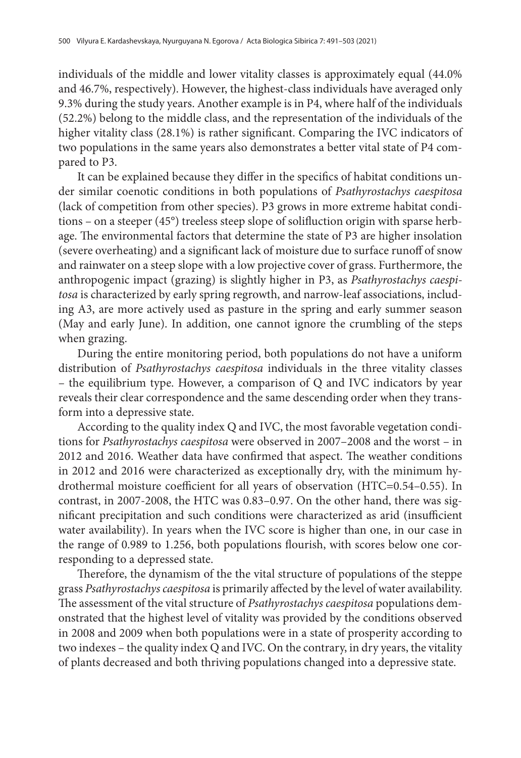individuals of the middle and lower vitality classes is approximately equal (44.0% and 46.7%, respectively). However, the highest-class individuals have averaged only 9.3% during the study years. Another example is in P4, where half of the individuals (52.2%) belong to the middle class, and the representation of the individuals of the higher vitality class (28.1%) is rather significant. Comparing the IVC indicators of two populations in the same years also demonstrates a better vital state of P4 compared to P3.

It can be explained because they differ in the specifics of habitat conditions under similar coenotic conditions in both populations of *Psathyrostachys caespitosa* (lack of competition from other species). P3 grows in more extreme habitat conditions – on a steeper (45°) treeless steep slope of solifluction origin with sparse herbage. The environmental factors that determine the state of P3 are higher insolation (severe overheating) and a significant lack of moisture due to surface runoff of snow and rainwater on a steep slope with a low projective cover of grass. Furthermore, the anthropogenic impact (grazing) is slightly higher in P3, as *Psathyrostachys caespitosa* is characterized by early spring regrowth, and narrow-leaf associations, including A3, are more actively used as pasture in the spring and early summer season (May and early June). In addition, one cannot ignore the crumbling of the steps when grazing.

During the entire monitoring period, both populations do not have a uniform distribution of *Psathyrostachys caespitosa* individuals in the three vitality classes – the equilibrium type. However, a comparison of Q and IVC indicators by year reveals their clear correspondence and the same descending order when they transform into a depressive state.

According to the quality index Q and IVC, the most favorable vegetation conditions for *Psathyrostachys caespitosa* were observed in 2007–2008 and the worst – in 2012 and 2016. Weather data have confirmed that aspect. The weather conditions in 2012 and 2016 were characterized as exceptionally dry, with the minimum hydrothermal moisture coefficient for all years of observation (HTC=0.54–0.55). In contrast, in 2007-2008, the HTC was 0.83–0.97. On the other hand, there was significant precipitation and such conditions were characterized as arid (insufficient water availability). In years when the IVC score is higher than one, in our case in the range of 0.989 to 1.256, both populations flourish, with scores below one corresponding to a depressed state.

Therefore, the dynamism of the the vital structure of populations of the steppe grass *Psathyrostachys caespitosa* is primarily affected by the level of water availability. The assessment of the vital structure of *Psathyrostachys caespitosa* populations demonstrated that the highest level of vitality was provided by the conditions observed in 2008 and 2009 when both populations were in a state of prosperity according to two indexes – the quality index Q and IVC. On the contrary, in dry years, the vitality of plants decreased and both thriving populations changed into a depressive state.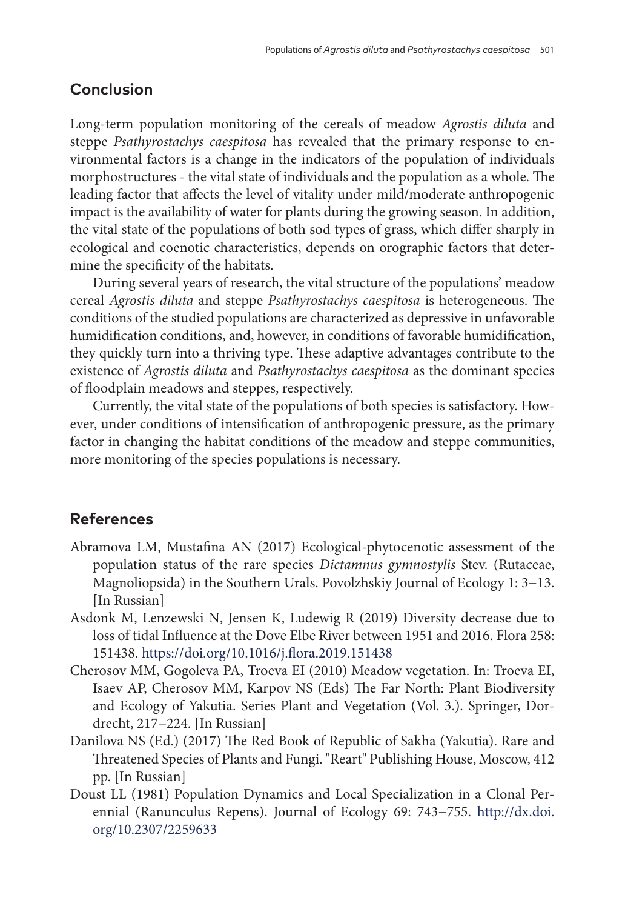## Conclusion

Long-term population monitoring of the cereals of meadow *Agrostis diluta* and steppe *Psathyrostachys caespitosa* has revealed that the primary response to environmental factors is a change in the indicators of the population of individuals morphostructures - the vital state of individuals and the population as a whole. The leading factor that affects the level of vitality under mild/moderate anthropogenic impact is the availability of water for plants during the growing season. In addition, the vital state of the populations of both sod types of grass, which differ sharply in ecological and coenotic characteristics, depends on orographic factors that determine the specificity of the habitats.

During several years of research, the vital structure of the populations' meadow cereal *Agrostis diluta* and steppe *Psathyrostachys caespitosa* is heterogeneous. The conditions of the studied populations are characterized as depressive in unfavorable humidification conditions, and, however, in conditions of favorable humidification, they quickly turn into a thriving type. These adaptive advantages contribute to the existence of *Agrostis diluta* and *Psathyrostachys caespitosa* as the dominant species of floodplain meadows and steppes, respectively.

Currently, the vital state of the populations of both species is satisfactory. However, under conditions of intensification of anthropogenic pressure, as the primary factor in changing the habitat conditions of the meadow and steppe communities, more monitoring of the species populations is necessary.

## References

Abramova LM, Mustafina AN (2017) Ecological-phytocenotic assessment of the population status of the rare species *Dictamnus gymnostylis* Stev. (Rutaceae, Magnoliopsida) in the Southern Urals. Povolzhskiy Journal of Ecology 1: 3–13. [In Russian]

Asdonk M, Lenzewski N, Jensen K, Ludewig R (2019) Diversity decrease due to loss of tidal Influence at the Dove Elbe River between 1951 and 2016. Flora 258: 151438. https://doi.org/10.1016/j.flora.2019.151438

Cherosov MM, Gogoleva PA, Troeva EI (2010) Meadow vegetation. In: Troeva EI, Isaev AP, Cherosov MM, Karpov NS (Eds) The Far North: Plant Biodiversity and Ecology of Yakutia. Series Plant and Vegetation (Vol. 3.). Springer, Dordrecht, 217–224. [In Russian]

Danilova NS (Ed.) (2017) The Red Book of Republic of Sakha (Yakutia). Rare and Threatened Species of Plants and Fungi. "Reart" Publishing House, Moscow, 412 pp. [In Russian]

Doust LL (1981) Population Dynamics and Local Specialization in a Clonal Perennial (Ranunculus Repens). Journal of Ecology 69: 743–755. http://dx.doi.org/10.2307/2259633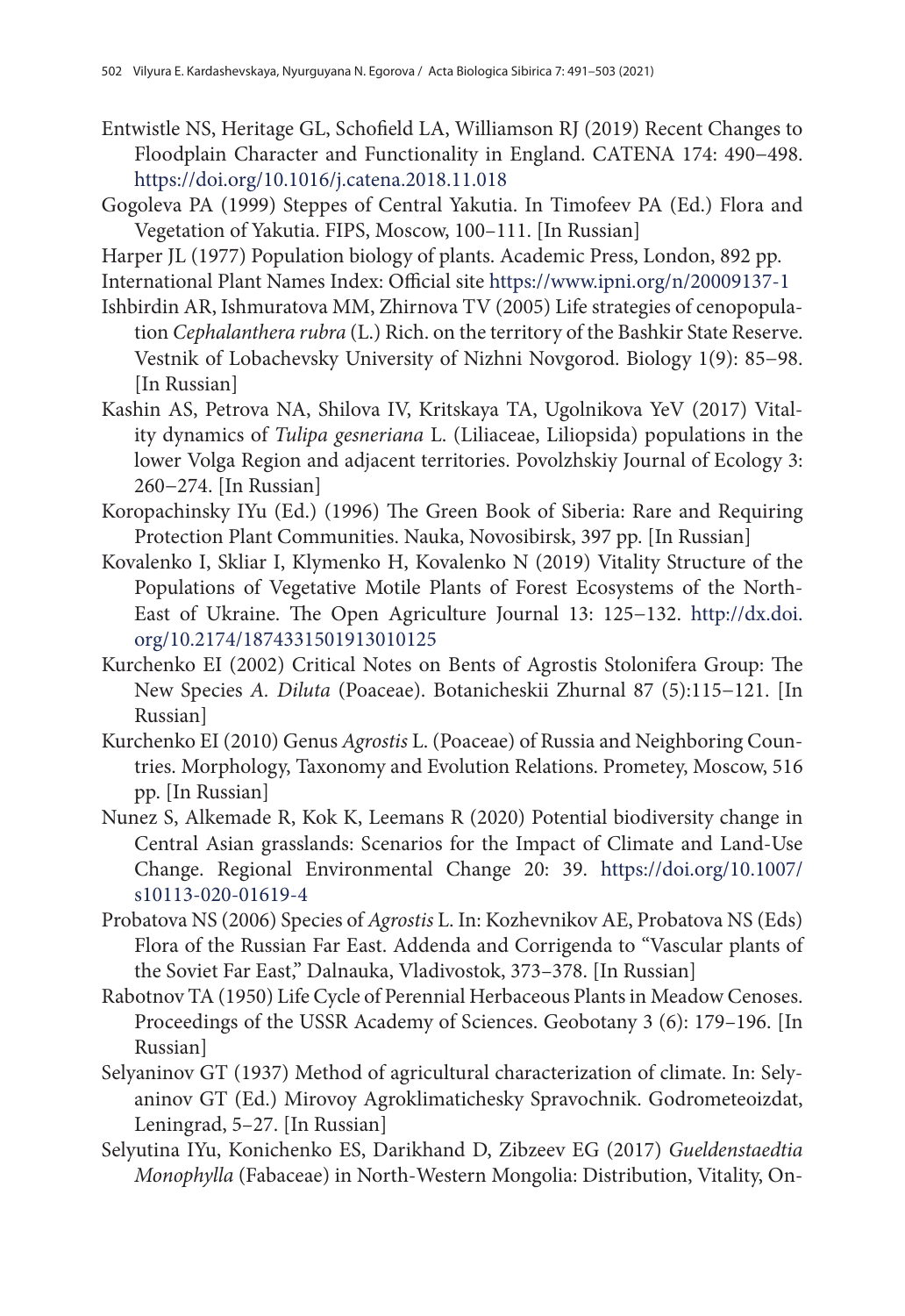Entwistle NS, Heritage GL, Schofield LA, Williamson RJ (2019) Recent Changes to Floodplain Character and Functionality in England. CATENA 174: 490–498. https://doi.org/10.1016/j.catena.2018.11.018

Gogoleva PA (1999) Steppes of Central Yakutia. In Timofeev PA (Ed.) Flora and Vegetation of Yakutia. FIPS, Moscow, 100–111. [In Russian]

Harper JL (1977) Population biology of plants. Academic Press, London, 892 pp.

International Plant Names Index: Official site https://www.ipni.org/n/20009137-1

Ishbirdin AR, Ishmuratova MM, Zhirnova TV (2005) Life strategies of cenopopulation *Cephalanthera rubra* (L.) Rich. on the territory of the Bashkir State Reserve. Vestnik of Lobachevsky University of Nizhni Novgorod. Biology 1(9): 85–98. [In Russian]

Kashin AS, Petrova NA, Shilova IV, Kritskaya TA, Ugolnikova YeV (2017) Vitality dynamics of *Tulipa gesneriana* L. (Liliaceae, Liliopsida) populations in the lower Volga Region and adjacent territories. Povolzhskiy Journal of Ecology 3: 260–274. [In Russian]

Koropachinsky IYu (Ed.) (1996) The Green Book of Siberia: Rare and Requiring Protection Plant Communities. Nauka, Novosibirsk, 397 pp. [In Russian]

Kovalenko I, Skliar I, Klymenko H, Kovalenko N (2019) Vitality Structure of the Populations of Vegetative Motile Plants of Forest Ecosystems of the North-East of Ukraine. The Open Agriculture Journal 13: 125–132. http://dx.doi.org/10.2174/1874331501913010125

Kurchenko EI (2002) Critical Notes on Bents of Agrostis Stolonifera Group: The New Species *A. Diluta* (Poaceae). Botanicheskii Zhurnal 87 (5):115–121. [In Russian]

Kurchenko EI (2010) Genus *Agrostis* L. (Poaceae) of Russia and Neighboring Countries. Morphology, Taxonomy and Evolution Relations. Prometey, Moscow, 516 pp. [In Russian]

Nunez S, Alkemade R, Kok K, Leemans R (2020) Potential biodiversity change in Central Asian grasslands: Scenarios for the Impact of Climate and Land-Use Change. Regional Environmental Change 20: 39. https://doi.org/10.1007/s10113-020-01619-4

Probatova NS (2006) Species of *Agrostis* L. In: Kozhevnikov AE, Probatova NS (Eds) Flora of the Russian Far East. Addenda and Corrigenda to "Vascular plants of the Soviet Far East," Dalnauka, Vladivostok, 373–378. [In Russian]

Rabotnov TA (1950) Life Cycle of Perennial Herbaceous Plants in Meadow Cenoses. Proceedings of the USSR Academy of Sciences. Geobotany 3 (6): 179–196. [In Russian]

Selyaninov GT (1937) Method of agricultural characterization of climate. In: Selyaninov GT (Ed.) Mirovoy Agroklimatichesky Spravochnik. Godrometeoizdat, Leningrad, 5–27. [In Russian]

Selyutina IYu, Konichenko ES, Darikhand D, Zibzeev EG (2017) *Gueldenstaedtia Monophylla* (Fabaceae) in North-Western Mongolia: Distribution, Vitality, On-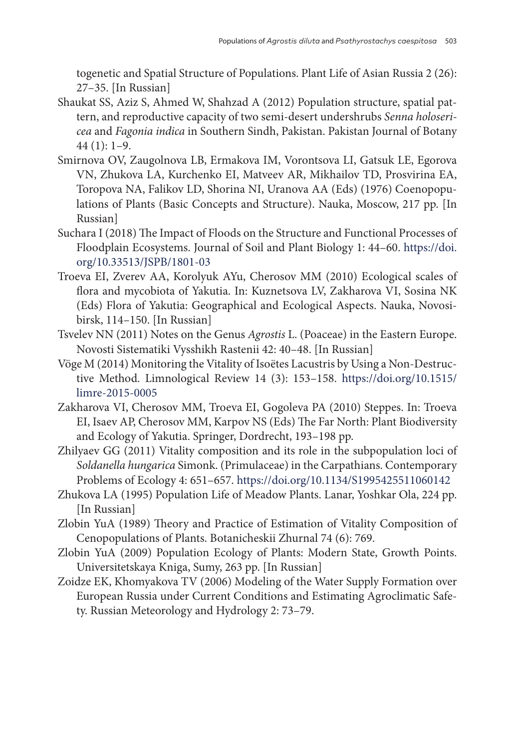togenetic and Spatial Structure of Populations. Plant Life of Asian Russia 2 (26): 27–35. [In Russian]

Shaukat SS, Aziz S, Ahmed W, Shahzad A (2012) Population structure, spatial pattern, and reproductive capacity of two semi-desert undershrubs *Senna holosericea* and *Fagonia indica* in Southern Sindh, Pakistan. Pakistan Journal of Botany 44 (1): 1–9.

Smirnova OV, Zaugolnova LB, Ermakova IM, Vorontsova LI, Gatsuk LE, Egorova VN, Zhukova LA, Kurchenko EI, Matveev AR, Mikhailov TD, Prosvirina EA, Toropova NA, Falikov LD, Shorina NI, Uranova AA (Eds) (1976) Coenopopulations of Plants (Basic Concepts and Structure). Nauka, Moscow, 217 pp. [In Russian]

Suchara I (2018) The Impact of Floods on the Structure and Functional Processes of Floodplain Ecosystems. Journal of Soil and Plant Biology 1: 44–60. https://doi.org/10.33513/JSPB/1801-03

Troeva EI, Zverev AA, Korolyuk AYu, Cherosov MM (2010) Ecological scales of flora and mycobiota of Yakutia. In: Kuznetsova LV, Zakharova VI, Sosina NK (Eds) Flora of Yakutia: Geographical and Ecological Aspects. Nauka, Novosibirsk, 114–150. [In Russian]

Tsvelev NN (2011) Notes on the Genus *Agrostis* L. (Poaceae) in the Eastern Europe. Novosti Sistematiki Vysshikh Rastenii 42: 40–48. [In Russian]

Vöge M (2014) Monitoring the Vitality of Isoëtes Lacustris by Using a Non-Destructive Method. Limnological Review 14 (3): 153–158. https://doi.org/10.1515/limre-2015-0005

Zakharova VI, Cherosov MM, Troeva EI, Gogoleva PA (2010) Steppes. In: Troeva EI, Isaev AP, Cherosov MM, Karpov NS (Eds) The Far North: Plant Biodiversity and Ecology of Yakutia. Springer, Dordrecht, 193–198 pp.

Zhilyaev GG (2011) Vitality composition and its role in the subpopulation loci of *Soldanella hungarica* Simonk. (Primulaceae) in the Carpathians. Contemporary Problems of Ecology 4: 651–657. https://doi.org/10.1134/S1995425511060142

Zhukova LA (1995) Population Life of Meadow Plants. Lanar, Yoshkar Ola, 224 pp. [In Russian]

Zlobin YuA (1989) Theory and Practice of Estimation of Vitality Composition of Cenopopulations of Plants. Botanicheskii Zhurnal 74 (6): 769.

Zlobin YuA (2009) Population Ecology of Plants: Modern State, Growth Points. Universitetskaya Kniga, Sumy, 263 pp. [In Russian]

Zoidze EK, Khomyakova TV (2006) Modeling of the Water Supply Formation over European Russia under Current Conditions and Estimating Agroclimatic Safety. Russian Meteorology and Hydrology 2: 73–79.